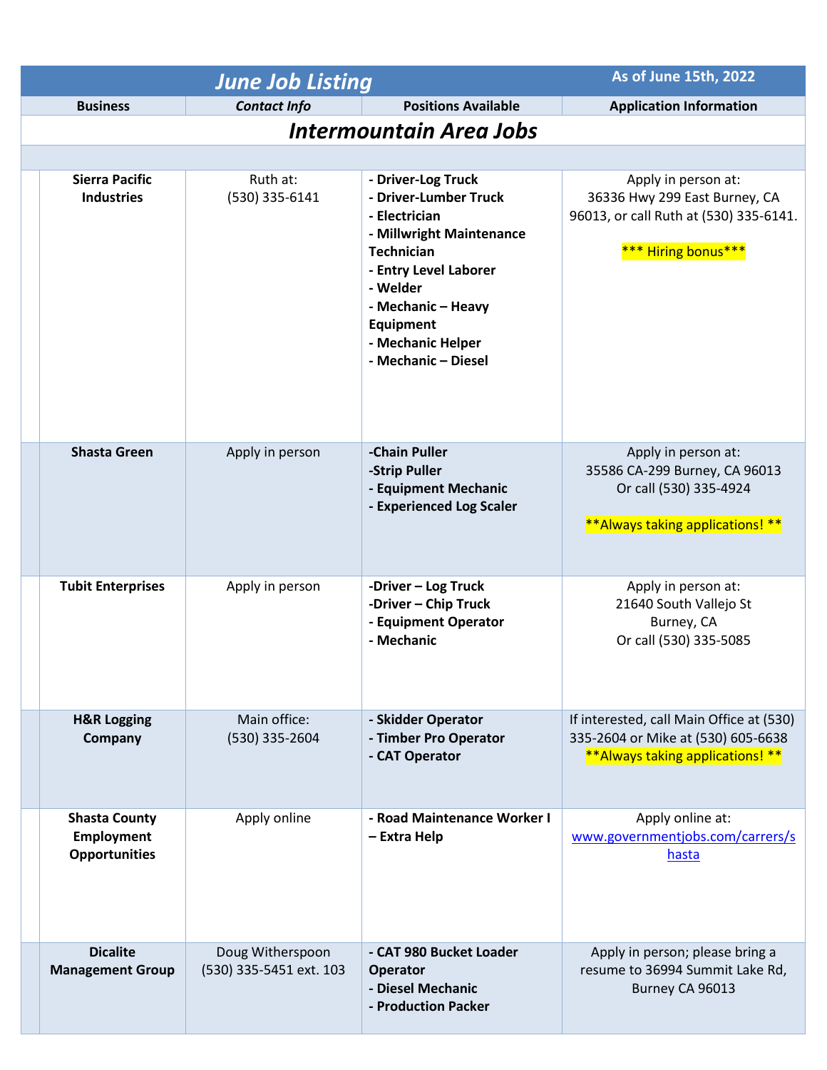# June Job Listing

As of June 15th, 2022

| Business | *Contact Info* | Positions Available | Application Information |
|---|---|---|---|
| | | ***Intermountain Area Jobs*** | |
| **Sierra Pacific Industries** | Ruth at: (530) 335-6141 | **- Driver-Log Truck**<br>**- Driver-Lumber Truck**<br>**- Electrician**<br>**- Millwright Maintenance Technician**<br>**- Entry Level Laborer**<br>**- Welder**<br>**- Mechanic – Heavy Equipment**<br>**- Mechanic Helper**<br>**- Mechanic – Diesel** | Apply in person at: 36336 Hwy 299 East Burney, CA 96013, or call Ruth at (530) 335-6141.<br><br>*** Hiring bonus*** |
| **Shasta Green** | Apply in person | **-Chain Puller**<br>**-Strip Puller**<br>**- Equipment Mechanic**<br>**- Experienced Log Scaler** | Apply in person at: 35586 CA-299 Burney, CA 96013 Or call (530) 335-4924<br><br>**Always taking applications! ** |
| **Tubit Enterprises** | Apply in person | **-Driver – Log Truck**<br>**-Driver – Chip Truck**<br>**- Equipment Operator**<br>**- Mechanic** | Apply in person at: 21640 South Vallejo St Burney, CA Or call (530) 335-5085 |
| **H&R Logging Company** | Main office: (530) 335-2604 | **- Skidder Operator**<br>**- Timber Pro Operator**<br>**- CAT Operator** | If interested, call Main Office at (530) 335-2604 or Mike at (530) 605-6638 **Always taking applications! ** |
| **Shasta County Employment Opportunities** | Apply online | **- Road Maintenance Worker I – Extra Help** | Apply online at: [www.governmentjobs.com/carrers/shasta](www.governmentjobs.com/carrers/shasta) |
| **Dicalite Management Group** | Doug Witherspoon (530) 335-5451 ext. 103 | **- CAT 980 Bucket Loader Operator**<br>**- Diesel Mechanic**<br>**- Production Packer** | Apply in person; please bring a resume to 36994 Summit Lake Rd, Burney CA 96013 |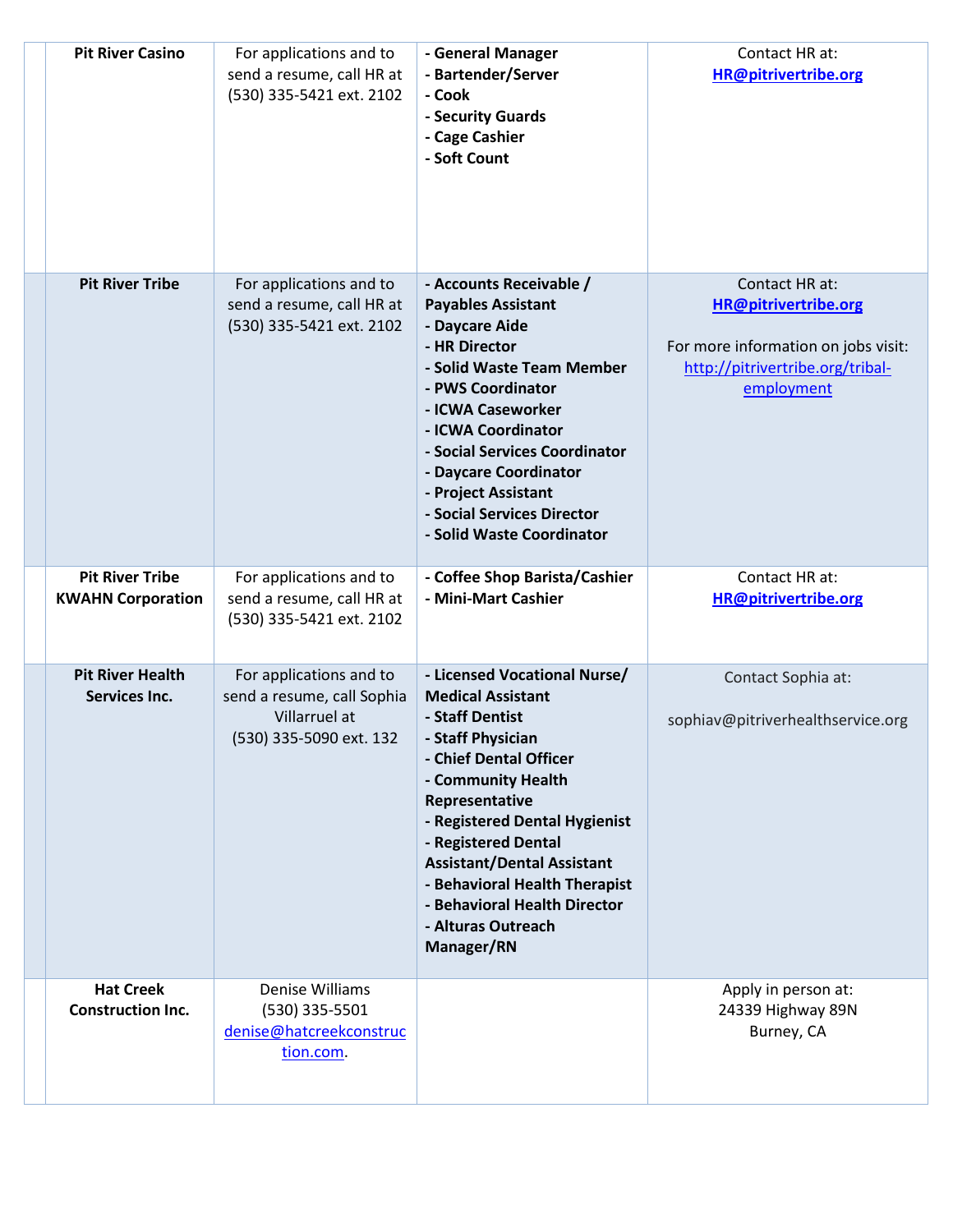| | | | | |
|---|---|---|---|---|
| | **Pit River Casino** | For applications and to send a resume, call HR at (530) 335-5421 ext. 2102 | **- General Manager**<br>**- Bartender/Server**<br>**- Cook**<br>**- Security Guards**<br>**- Cage Cashier**<br>**- Soft Count** | Contact HR at:<br>**HR@pitrivertribe.org** |
| | **Pit River Tribe** | For applications and to send a resume, call HR at (530) 335-5421 ext. 2102 | **- Accounts Receivable / Payables Assistant**<br>**- Daycare Aide**<br>**- HR Director**<br>**- Solid Waste Team Member**<br>**- PWS Coordinator**<br>**- ICWA Caseworker**<br>**- ICWA Coordinator**<br>**- Social Services Coordinator**<br>**- Daycare Coordinator**<br>**- Project Assistant**<br>**- Social Services Director**<br>**- Solid Waste Coordinator** | Contact HR at:<br>**HR@pitrivertribe.org**<br><br>For more information on jobs visit:<br>http://pitrivertribe.org/tribal-employment |
| | **Pit River Tribe KWAHN Corporation** | For applications and to send a resume, call HR at (530) 335-5421 ext. 2102 | **- Coffee Shop Barista/Cashier**<br>**- Mini-Mart Cashier** | Contact HR at:<br>**HR@pitrivertribe.org** |
| | **Pit River Health Services Inc.** | For applications and to send a resume, call Sophia Villarruel at (530) 335-5090 ext. 132 | **- Licensed Vocational Nurse/ Medical Assistant**<br>**- Staff Dentist**<br>**- Staff Physician**<br>**- Chief Dental Officer**<br>**- Community Health Representative**<br>**- Registered Dental Hygienist**<br>**- Registered Dental Assistant/Dental Assistant**<br>**- Behavioral Health Therapist**<br>**- Behavioral Health Director**<br>**- Alturas Outreach Manager/RN** | Contact Sophia at:<br><br>sophiav@pitriverhealthservice.org |
| | **Hat Creek Construction Inc.** | Denise Williams<br>(530) 335-5501<br>denise@hatcreekconstruction.com. | | Apply in person at:<br>24339 Highway 89N<br>Burney, CA |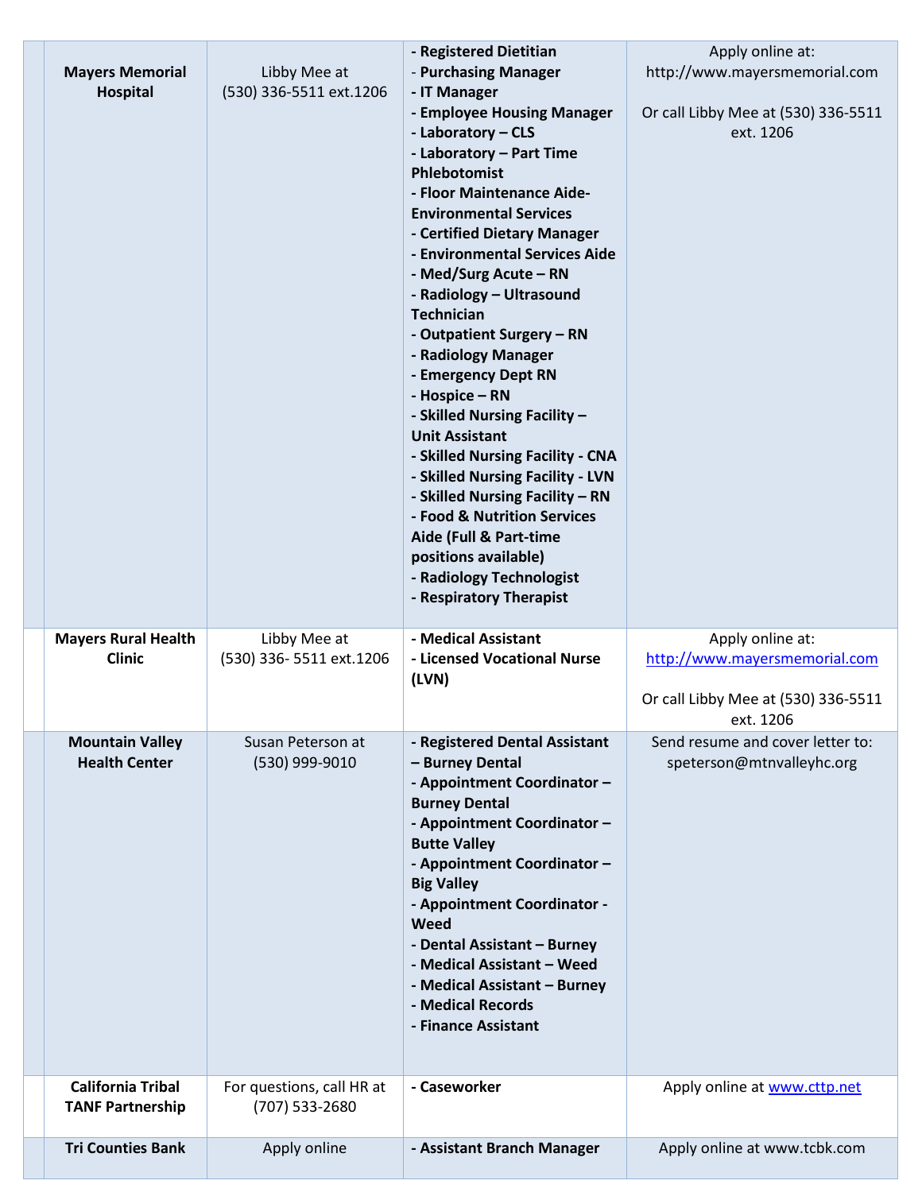| | | | | |
|---|---|---|---|---|
| | **Mayers Memorial Hospital** | Libby Mee at (530) 336-5511 ext.1206 | **- Registered Dietitian**<br>**- Purchasing Manager**<br>**- IT Manager**<br>**- Employee Housing Manager**<br>**- Laboratory – CLS**<br>**- Laboratory – Part Time Phlebotomist**<br>**- Floor Maintenance Aide-Environmental Services**<br>**- Certified Dietary Manager**<br>**- Environmental Services Aide**<br>**- Med/Surg Acute – RN**<br>**- Radiology – Ultrasound Technician**<br>**- Outpatient Surgery – RN**<br>**- Radiology Manager**<br>**- Emergency Dept RN**<br>**- Hospice – RN**<br>**- Skilled Nursing Facility – Unit Assistant**<br>**- Skilled Nursing Facility - CNA**<br>**- Skilled Nursing Facility - LVN**<br>**- Skilled Nursing Facility – RN**<br>**- Food & Nutrition Services Aide (Full & Part-time positions available)**<br>**- Radiology Technologist**<br>**- Respiratory Therapist** | Apply online at: http://www.mayersmemorial.com<br><br>Or call Libby Mee at (530) 336-5511 ext. 1206 |
| | **Mayers Rural Health Clinic** | Libby Mee at (530) 336- 5511 ext.1206 | **- Medical Assistant**<br>**- Licensed Vocational Nurse (LVN)** | Apply online at: http://www.mayersmemorial.com<br><br>Or call Libby Mee at (530) 336-5511 ext. 1206 |
| | **Mountain Valley Health Center** | Susan Peterson at (530) 999-9010 | **- Registered Dental Assistant – Burney Dental**<br>**- Appointment Coordinator – Burney Dental**<br>**- Appointment Coordinator – Butte Valley**<br>**- Appointment Coordinator – Big Valley**<br>**- Appointment Coordinator - Weed**<br>**- Dental Assistant – Burney**<br>**- Medical Assistant – Weed**<br>**- Medical Assistant – Burney**<br>**- Medical Records**<br>**- Finance Assistant** | Send resume and cover letter to: speterson@mtnvalleyhc.org |
| | **California Tribal TANF Partnership** | For questions, call HR at (707) 533-2680 | **- Caseworker** | Apply online at www.cttp.net |
| | **Tri Counties Bank** | Apply online | **- Assistant Branch Manager** | Apply online at www.tcbk.com |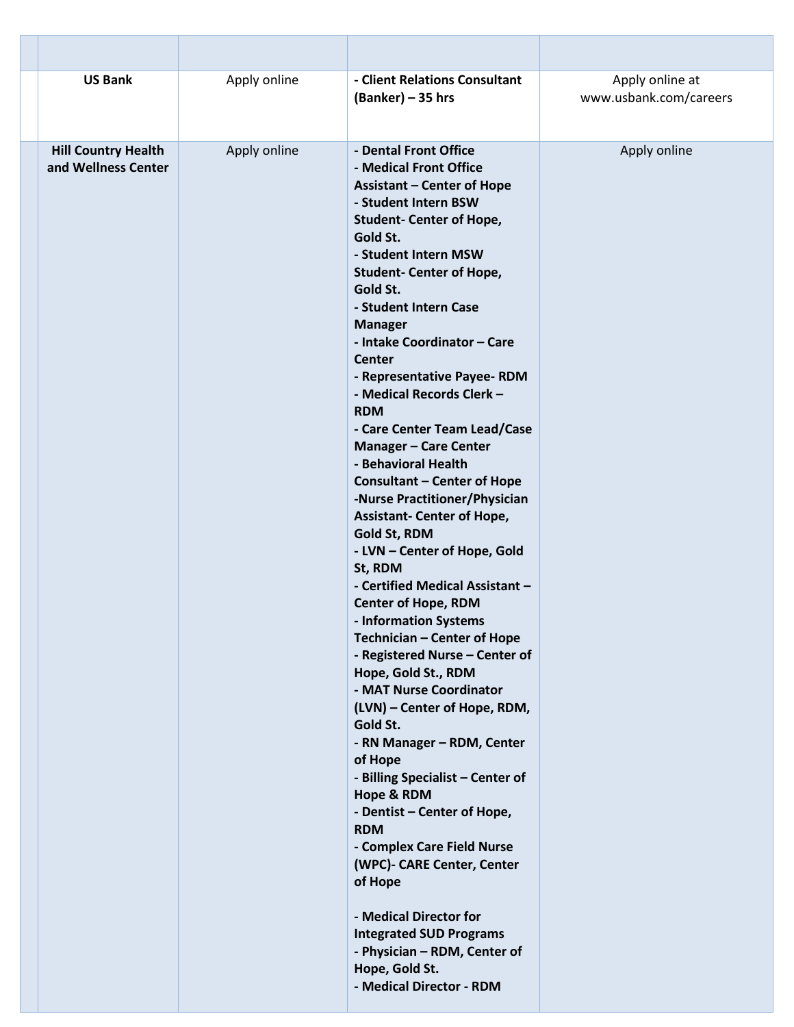| | | | | |
|---|---|---|---|---|
| | **US Bank** | Apply online | **- Client Relations Consultant (Banker) – 35 hrs** | Apply online at www.usbank.com/careers |
| | **Hill Country Health and Wellness Center** | Apply online | **- Dental Front Office<br>- Medical Front Office Assistant – Center of Hope<br>- Student Intern BSW Student- Center of Hope, Gold St.<br>- Student Intern MSW Student- Center of Hope, Gold St.<br>- Student Intern Case Manager<br>- Intake Coordinator – Care Center<br>- Representative Payee- RDM<br>- Medical Records Clerk – RDM<br>- Care Center Team Lead/Case Manager – Care Center<br>- Behavioral Health Consultant – Center of Hope<br>-Nurse Practitioner/Physician Assistant- Center of Hope, Gold St, RDM<br>- LVN – Center of Hope, Gold St, RDM<br>- Certified Medical Assistant – Center of Hope, RDM<br>- Information Systems Technician – Center of Hope<br>- Registered Nurse – Center of Hope, Gold St., RDM<br>- MAT Nurse Coordinator (LVN) – Center of Hope, RDM, Gold St.<br>- RN Manager – RDM, Center of Hope<br>- Billing Specialist – Center of Hope & RDM<br>- Dentist – Center of Hope, RDM<br>- Complex Care Field Nurse (WPC)- CARE Center, Center of Hope<br><br>- Medical Director for Integrated SUD Programs<br>- Physician – RDM, Center of Hope, Gold St.<br>- Medical Director - RDM** | Apply online |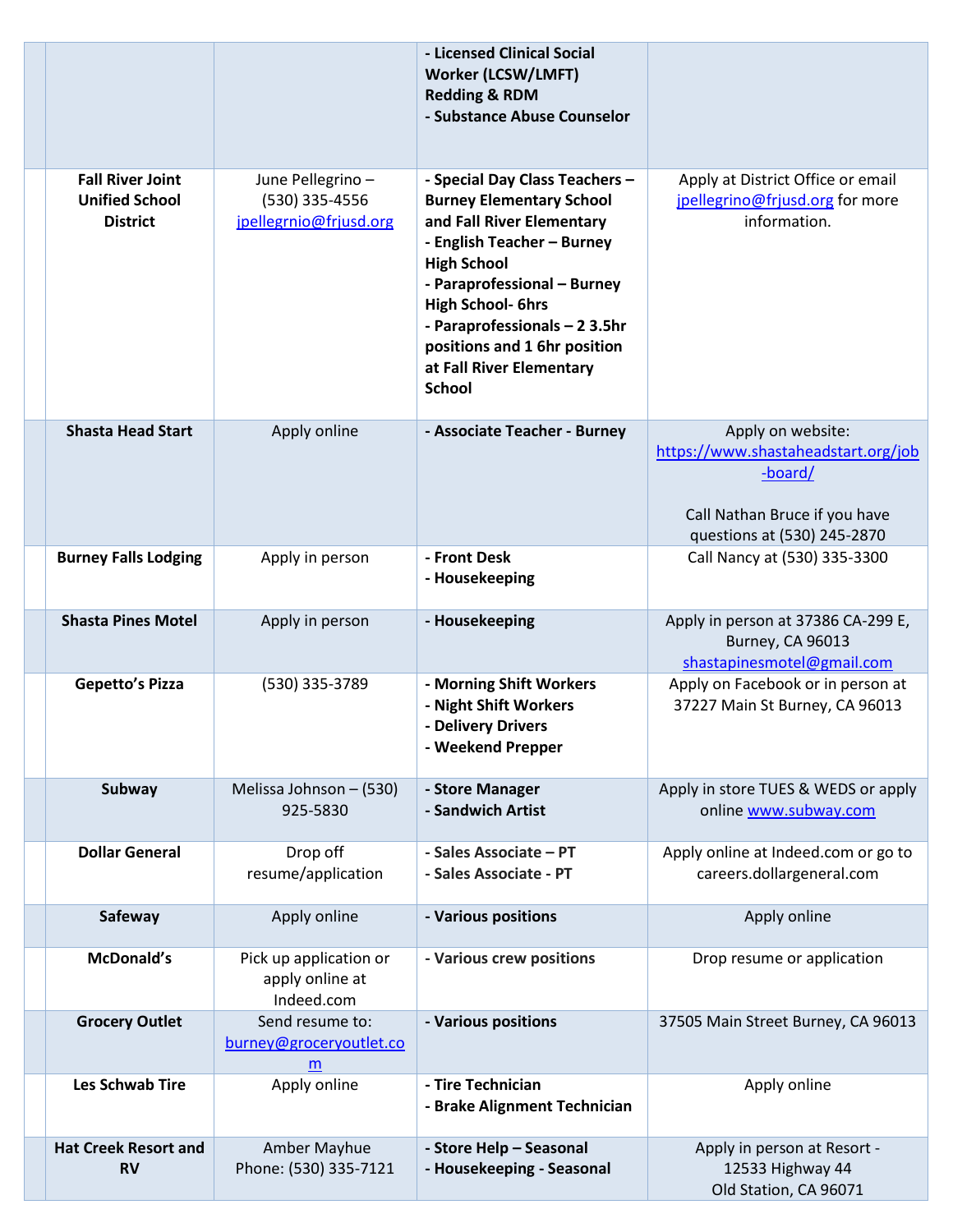| | | | | |
|---|---|---|---|---|
| | | | **- Licensed Clinical Social Worker (LCSW/LMFT) Redding & RDM**<br>**- Substance Abuse Counselor** | |
| | **Fall River Joint Unified School District** | June Pellegrino – (530) 335-4556 jpellegrnio@frjusd.org | **- Special Day Class Teachers – Burney Elementary School and Fall River Elementary**<br>**- English Teacher – Burney High School**<br>**- Paraprofessional – Burney High School- 6hrs**<br>**- Paraprofessionals – 2 3.5hr positions and 1 6hr position at Fall River Elementary School** | Apply at District Office or email jpellegrino@frjusd.org for more information. |
| | **Shasta Head Start** | Apply online | **- Associate Teacher - Burney** | Apply on website: https://www.shastaheadstart.org/job-board/<br><br>Call Nathan Bruce if you have questions at (530) 245-2870 |
| | **Burney Falls Lodging** | Apply in person | **- Front Desk**<br>**- Housekeeping** | Call Nancy at (530) 335-3300 |
| | **Shasta Pines Motel** | Apply in person | **- Housekeeping** | Apply in person at 37386 CA-299 E, Burney, CA 96013 shastapinesmotel@gmail.com |
| | **Gepetto's Pizza** | (530) 335-3789 | **- Morning Shift Workers**<br>**- Night Shift Workers**<br>**- Delivery Drivers**<br>**- Weekend Prepper** | Apply on Facebook or in person at 37227 Main St Burney, CA 96013 |
| | **Subway** | Melissa Johnson – (530) 925-5830 | **- Store Manager**<br>**- Sandwich Artist** | Apply in store TUES & WEDS or apply online www.subway.com |
| | **Dollar General** | Drop off resume/application | **- Sales Associate – PT**<br>**- Sales Associate - PT** | Apply online at Indeed.com or go to careers.dollargeneral.com |
| | **Safeway** | Apply online | **- Various positions** | Apply online |
| | **McDonald's** | Pick up application or apply online at Indeed.com | **- Various crew positions** | Drop resume or application |
| | **Grocery Outlet** | Send resume to: burney@groceryoutlet.com | **- Various positions** | 37505 Main Street Burney, CA 96013 |
| | **Les Schwab Tire** | Apply online | **- Tire Technician**<br>**- Brake Alignment Technician** | Apply online |
| | **Hat Creek Resort and RV** | Amber Mayhue Phone: (530) 335-7121 | **- Store Help – Seasonal**<br>**- Housekeeping - Seasonal** | Apply in person at Resort - 12533 Highway 44 Old Station, CA 96071 |